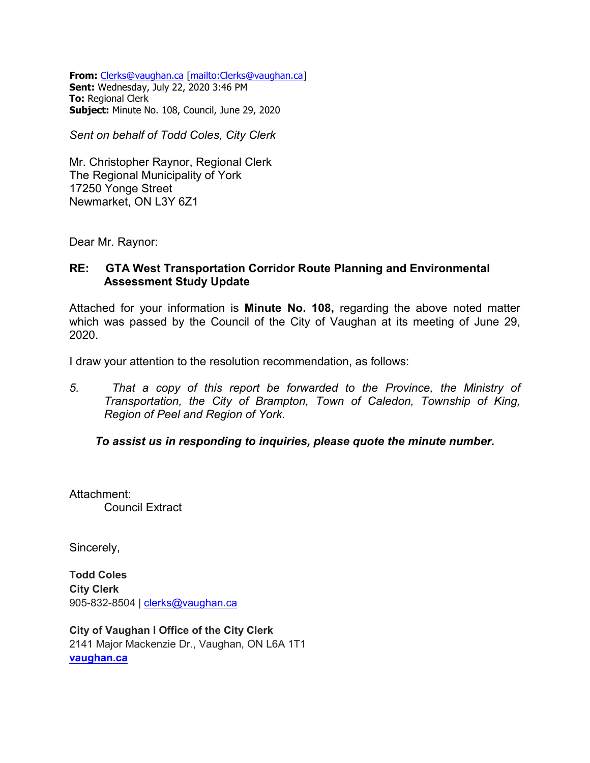**From:** Clerks@vaughan.ca [mailto:Clerks@vaughan.ca]
**Sent:** Wednesday, July 22, 2020 3:46 PM
**To:** Regional Clerk
**Subject:** Minute No. 108, Council, June 29, 2020

*Sent on behalf of Todd Coles, City Clerk*

Mr. Christopher Raynor, Regional Clerk
The Regional Municipality of York
17250 Yonge Street
Newmarket, ON L3Y 6Z1

Dear Mr. Raynor:

**RE: GTA West Transportation Corridor Route Planning and Environmental Assessment Study Update**

Attached for your information is **Minute No. 108,** regarding the above noted matter which was passed by the Council of the City of Vaughan at its meeting of June 29, 2020.

I draw your attention to the resolution recommendation, as follows:

*5. That a copy of this report be forwarded to the Province, the Ministry of Transportation, the City of Brampton, Town of Caledon, Township of King, Region of Peel and Region of York.*

***To assist us in responding to inquiries, please quote the minute number.***

Attachment:
Council Extract

Sincerely,

**Todd Coles**
**City Clerk**
905-832-8504 | clerks@vaughan.ca

**City of Vaughan I Office of the City Clerk**
2141 Major Mackenzie Dr., Vaughan, ON L6A 1T1
**vaughan.ca**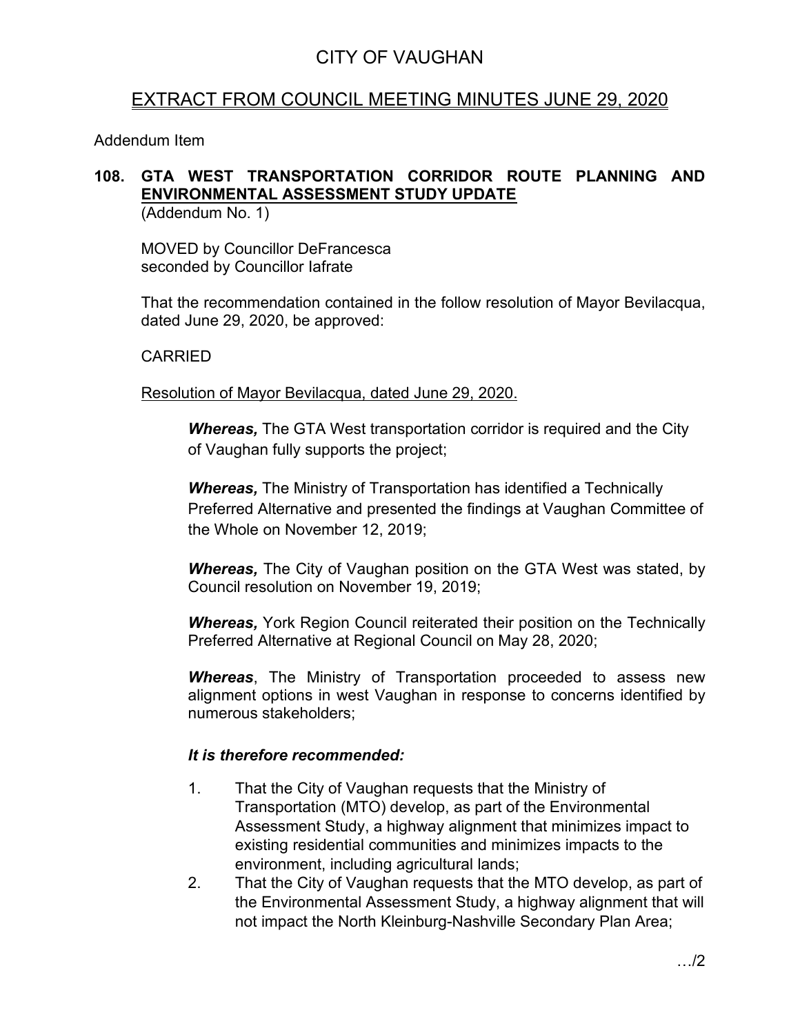# CITY OF VAUGHAN

## EXTRACT FROM COUNCIL MEETING MINUTES JUNE 29, 2020

Addendum Item

### 108. GTA WEST TRANSPORTATION CORRIDOR ROUTE PLANNING AND ENVIRONMENTAL ASSESSMENT STUDY UPDATE

(Addendum No. 1)

MOVED by Councillor DeFrancesca
seconded by Councillor Iafrate

That the recommendation contained in the follow resolution of Mayor Bevilacqua, dated June 29, 2020, be approved:

CARRIED

Resolution of Mayor Bevilacqua, dated June 29, 2020.

***Whereas,*** The GTA West transportation corridor is required and the City of Vaughan fully supports the project;

***Whereas,*** The Ministry of Transportation has identified a Technically Preferred Alternative and presented the findings at Vaughan Committee of the Whole on November 12, 2019;

***Whereas,*** The City of Vaughan position on the GTA West was stated, by Council resolution on November 19, 2019;

***Whereas,*** York Region Council reiterated their position on the Technically Preferred Alternative at Regional Council on May 28, 2020;

***Whereas***, The Ministry of Transportation proceeded to assess new alignment options in west Vaughan in response to concerns identified by numerous stakeholders;

***It is therefore recommended:***

1. That the City of Vaughan requests that the Ministry of Transportation (MTO) develop, as part of the Environmental Assessment Study, a highway alignment that minimizes impact to existing residential communities and minimizes impacts to the environment, including agricultural lands;
2. That the City of Vaughan requests that the MTO develop, as part of the Environmental Assessment Study, a highway alignment that will not impact the North Kleinburg-Nashville Secondary Plan Area;

…/2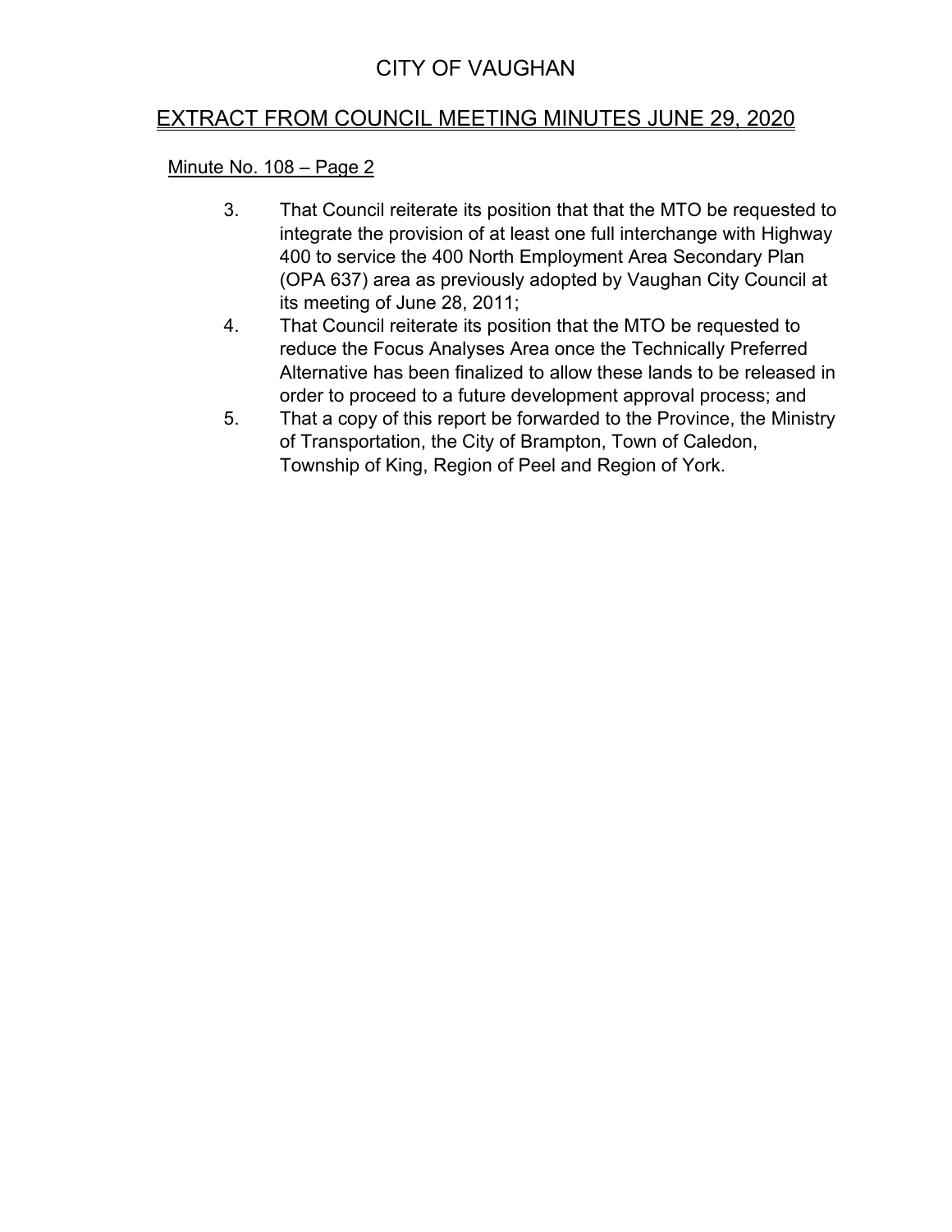3. That Council reiterate its position that that the MTO be requested to integrate the provision of at least one full interchange with Highway 400 to service the 400 North Employment Area Secondary Plan (OPA 637) area as previously adopted by Vaughan City Council at its meeting of June 28, 2011;
4. That Council reiterate its position that the MTO be requested to reduce the Focus Analyses Area once the Technically Preferred Alternative has been finalized to allow these lands to be released in order to proceed to a future development approval process; and
5. That a copy of this report be forwarded to the Province, the Ministry of Transportation, the City of Brampton, Town of Caledon, Township of King, Region of Peel and Region of York.